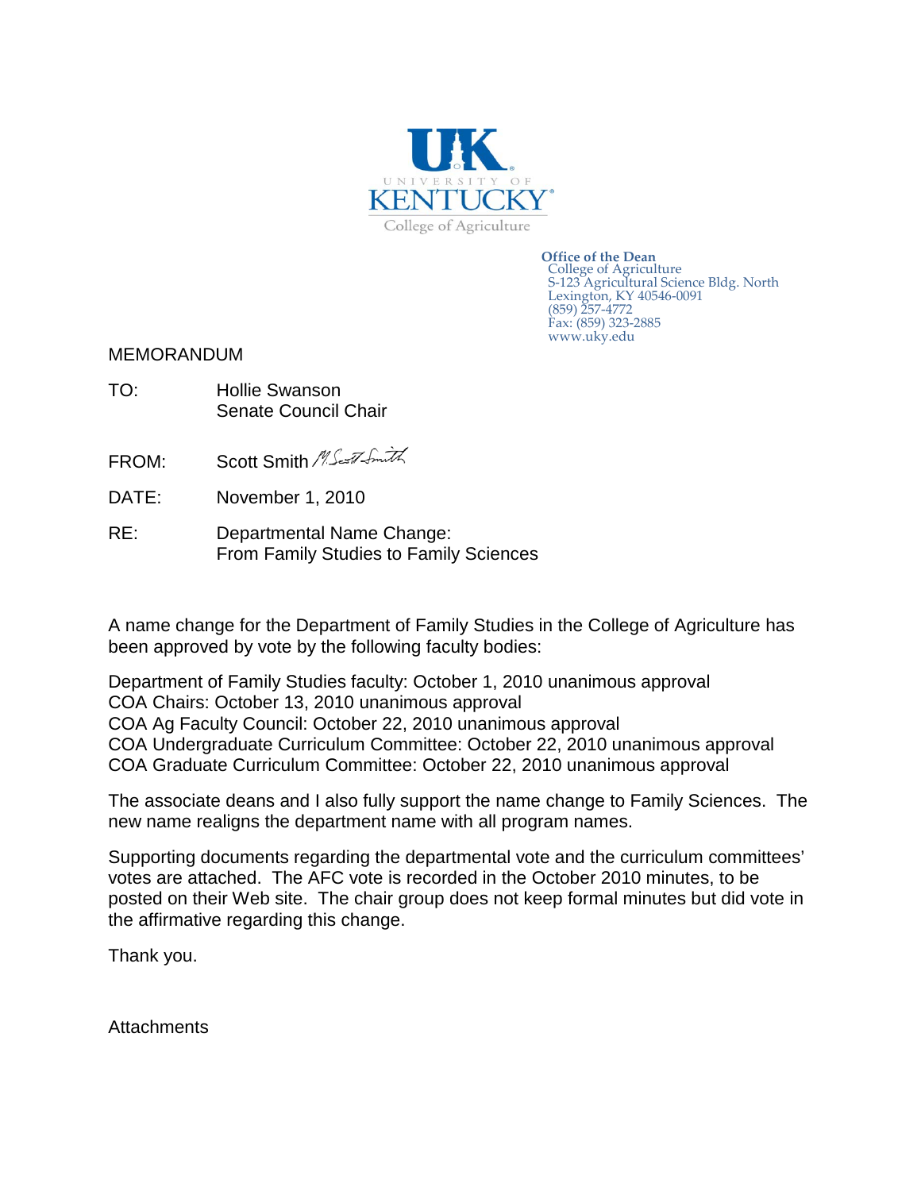UK
UNIVERSITY OF
KENTUCKY
College of Agriculture

**Office of the Dean**
College of Agriculture
S-123 Agricultural Science Bldg. North
Lexington, KY 40546-0091
(859) 257-4772
Fax: (859) 323-2885
www.uky.edu

MEMORANDUM

TO: Hollie Swanson
Senate Council Chair

FROM: Scott Smith

DATE: November 1, 2010

RE: Departmental Name Change:
From Family Studies to Family Sciences

A name change for the Department of Family Studies in the College of Agriculture has been approved by vote by the following faculty bodies:

Department of Family Studies faculty: October 1, 2010 unanimous approval
COA Chairs: October 13, 2010 unanimous approval
COA Ag Faculty Council: October 22, 2010 unanimous approval
COA Undergraduate Curriculum Committee: October 22, 2010 unanimous approval
COA Graduate Curriculum Committee: October 22, 2010 unanimous approval

The associate deans and I also fully support the name change to Family Sciences. The new name realigns the department name with all program names.

Supporting documents regarding the departmental vote and the curriculum committees' votes are attached. The AFC vote is recorded in the October 2010 minutes, to be posted on their Web site. The chair group does not keep formal minutes but did vote in the affirmative regarding this change.

Thank you.

Attachments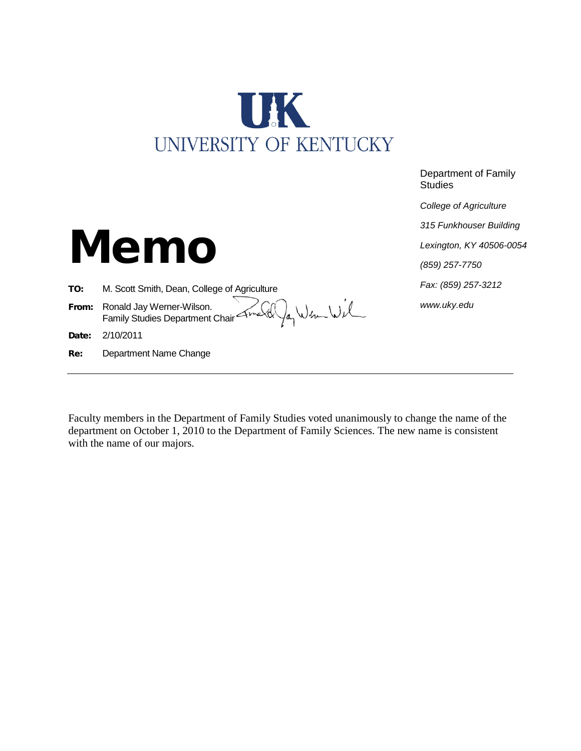UNIVERSITY OF KENTUCKY

Department of Family Studies

*College of Agriculture*

*315 Funkhouser Building*

*Lexington, KY 40506-0054*

*(859) 257-7750*

*Fax: (859) 257-3212*

*www.uky.edu*

# Memo

**TO:** M. Scott Smith, Dean, College of Agriculture

**From:** Ronald Jay Werner-Wilson.
Family Studies Department Chair

**Date:** 2/10/2011

**Re:** Department Name Change

---

Faculty members in the Department of Family Studies voted unanimously to change the name of the department on October 1, 2010 to the Department of Family Sciences. The new name is consistent with the name of our majors.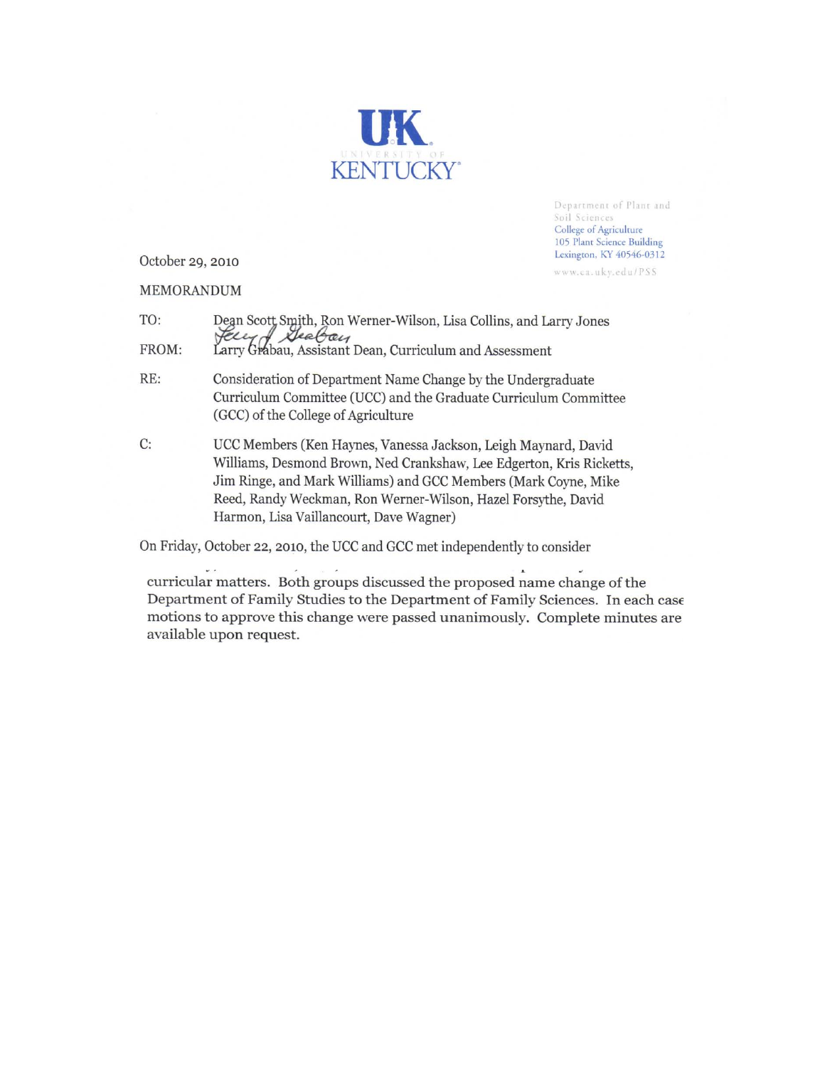UK
UNIVERSITY OF
KENTUCKY

Department of Plant and Soil Sciences
College of Agriculture
105 Plant Science Building
Lexington, KY 40546-0312
www.ca.uky.edu/PSS

October 29, 2010

MEMORANDUM

TO: Dean Scott Smith, Ron Werner-Wilson, Lisa Collins, and Larry Jones

FROM: Larry Grabau, Assistant Dean, Curriculum and Assessment

RE: Consideration of Department Name Change by the Undergraduate Curriculum Committee (UCC) and the Graduate Curriculum Committee (GCC) of the College of Agriculture

C: UCC Members (Ken Haynes, Vanessa Jackson, Leigh Maynard, David Williams, Desmond Brown, Ned Crankshaw, Lee Edgerton, Kris Ricketts, Jim Ringe, and Mark Williams) and GCC Members (Mark Coyne, Mike Reed, Randy Weckman, Ron Werner-Wilson, Hazel Forsythe, David Harmon, Lisa Vaillancourt, Dave Wagner)

On Friday, October 22, 2010, the UCC and GCC met independently to consider curricular matters. Both groups discussed the proposed name change of the Department of Family Studies to the Department of Family Sciences. In each case motions to approve this change were passed unanimously. Complete minutes are available upon request.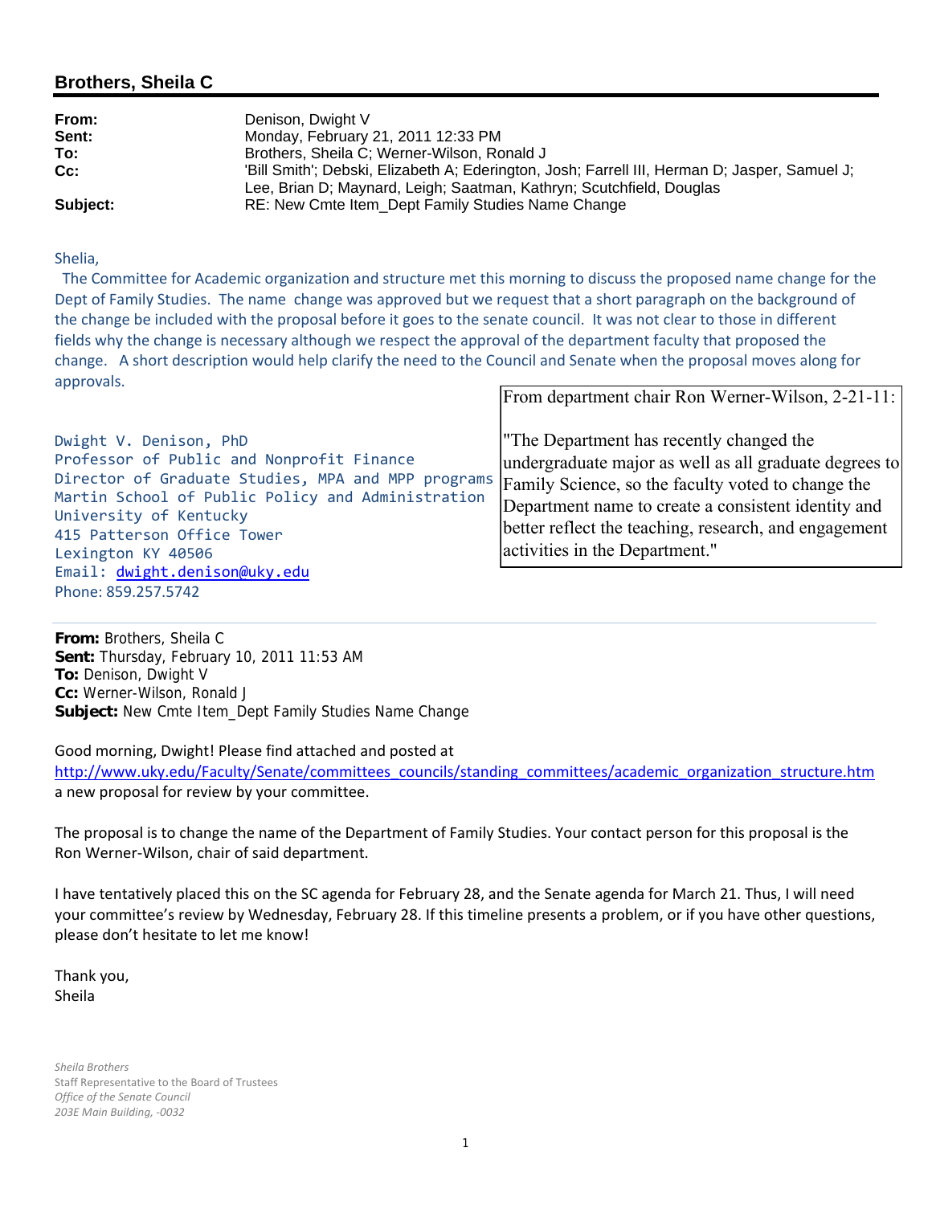## Brothers, Sheila C

**From:** Denison, Dwight V
**Sent:** Monday, February 21, 2011 12:33 PM
**To:** Brothers, Sheila C; Werner-Wilson, Ronald J
**Cc:** 'Bill Smith'; Debski, Elizabeth A; Ederington, Josh; Farrell III, Herman D; Jasper, Samuel J; Lee, Brian D; Maynard, Leigh; Saatman, Kathryn; Scutchfield, Douglas
**Subject:** RE: New Cmte Item_Dept Family Studies Name Change

Shelia,

The Committee for Academic organization and structure met this morning to discuss the proposed name change for the Dept of Family Studies. The name change was approved but we request that a short paragraph on the background of the change be included with the proposal before it goes to the senate council. It was not clear to those in different fields why the change is necessary although we respect the approval of the department faculty that proposed the change. A short description would help clarify the need to the Council and Senate when the proposal moves along for approvals.

Dwight V. Denison, PhD
Professor of Public and Nonprofit Finance
Director of Graduate Studies, MPA and MPP programs
Martin School of Public Policy and Administration
University of Kentucky
415 Patterson Office Tower
Lexington KY 40506
Email: dwight.denison@uky.edu
Phone: 859.257.5742

From department chair Ron Werner-Wilson, 2-21-11:

"The Department has recently changed the undergraduate major as well as all graduate degrees to Family Science, so the faculty voted to change the Department name to create a consistent identity and better reflect the teaching, research, and engagement activities in the Department."

---

**From:** Brothers, Sheila C
**Sent:** Thursday, February 10, 2011 11:53 AM
**To:** Denison, Dwight V
**Cc:** Werner-Wilson, Ronald J
**Subject:** New Cmte Item_Dept Family Studies Name Change

Good morning, Dwight! Please find attached and posted at http://www.uky.edu/Faculty/Senate/committees_councils/standing_committees/academic_organization_structure.htm a new proposal for review by your committee.

The proposal is to change the name of the Department of Family Studies. Your contact person for this proposal is the Ron Werner-Wilson, chair of said department.

I have tentatively placed this on the SC agenda for February 28, and the Senate agenda for March 21. Thus, I will need your committee's review by Wednesday, February 28. If this timeline presents a problem, or if you have other questions, please don't hesitate to let me know!

Thank you,
Sheila

*Sheila Brothers*
Staff Representative to the Board of Trustees
*Office of the Senate Council*
*203E Main Building, -0032*